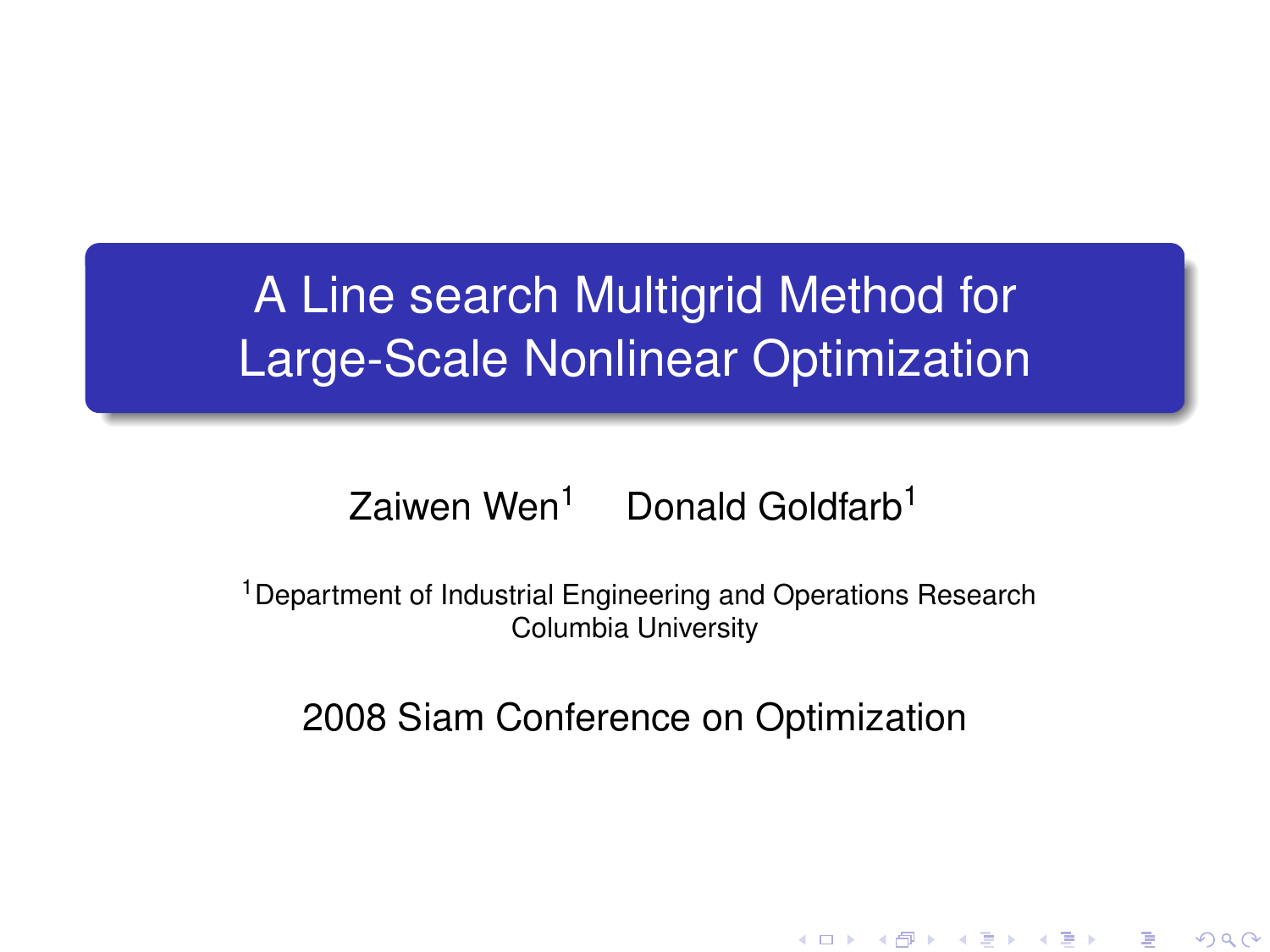# A Line search Multigrid Method for Large-Scale Nonlinear Optimization

Zaiwen Wen[1] Donald Goldfarb[1]

[1]Department of Industrial Engineering and Operations Research
Columbia University

2008 Siam Conference on Optimization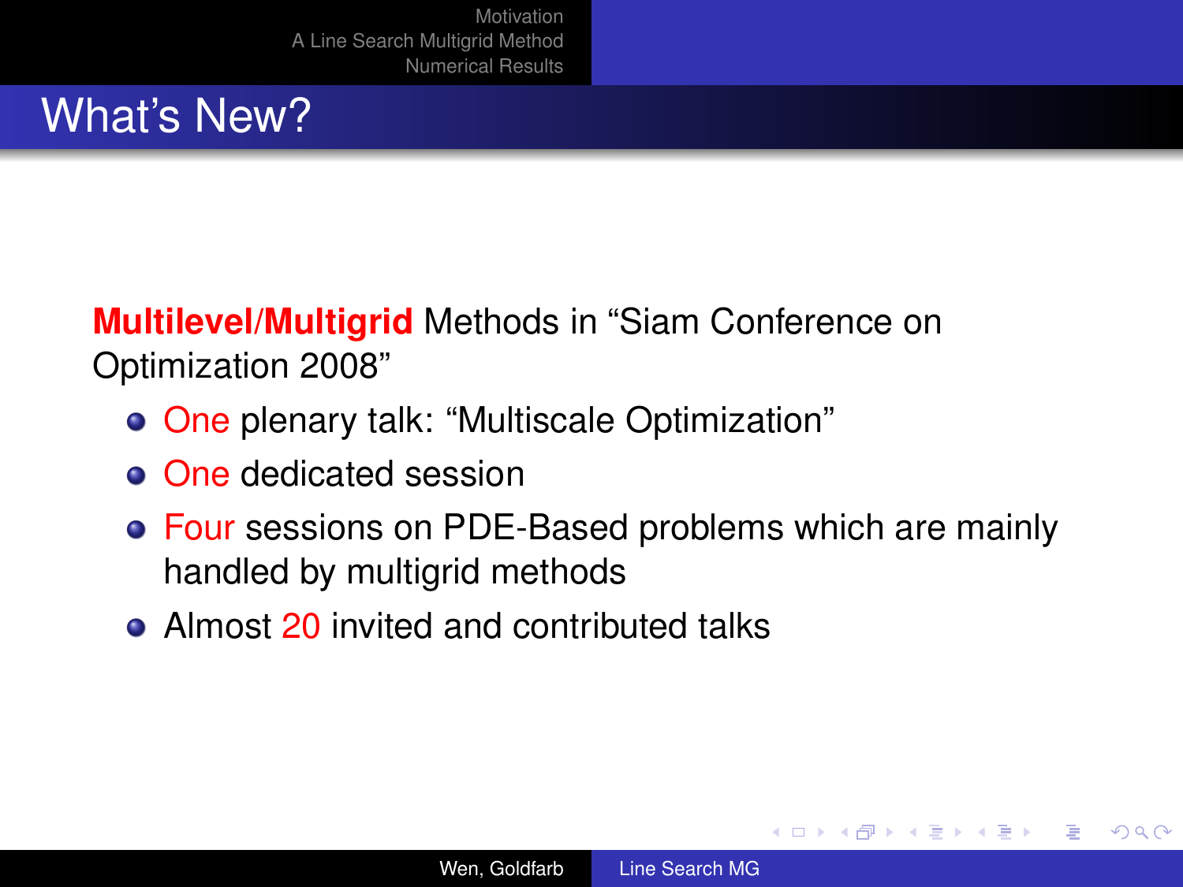# What's New?

**Multilevel/Multigrid** Methods in "Siam Conference on Optimization 2008"

- One plenary talk: "Multiscale Optimization"
- One dedicated session
- Four sessions on PDE-Based problems which are mainly handled by multigrid methods
- Almost 20 invited and contributed talks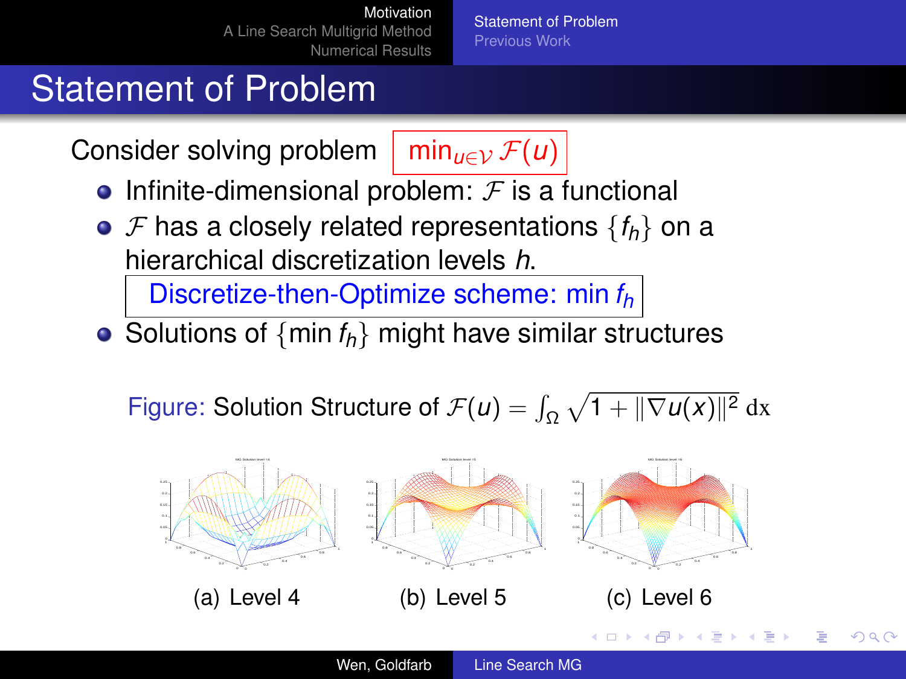# Statement of Problem

Consider solving problem $\min_{u \in \mathcal{V}} \mathcal{F}(u)$

- Infinite-dimensional problem: $\mathcal{F}$ is a functional
- $\mathcal{F}$ has a closely related representations $\{f_h\}$ on a hierarchical discretization levels $h$.

  Discretize-then-Optimize scheme: $\min f_h$

- Solutions of $\{\min f_h\}$ might have similar structures

Figure: Solution Structure of $\mathcal{F}(u) = \int_{\Omega} \sqrt{1 + \|\nabla u(x)\|^2} \, \mathrm{dx}$

(a) Level 4 (b) Level 5 (c) Level 6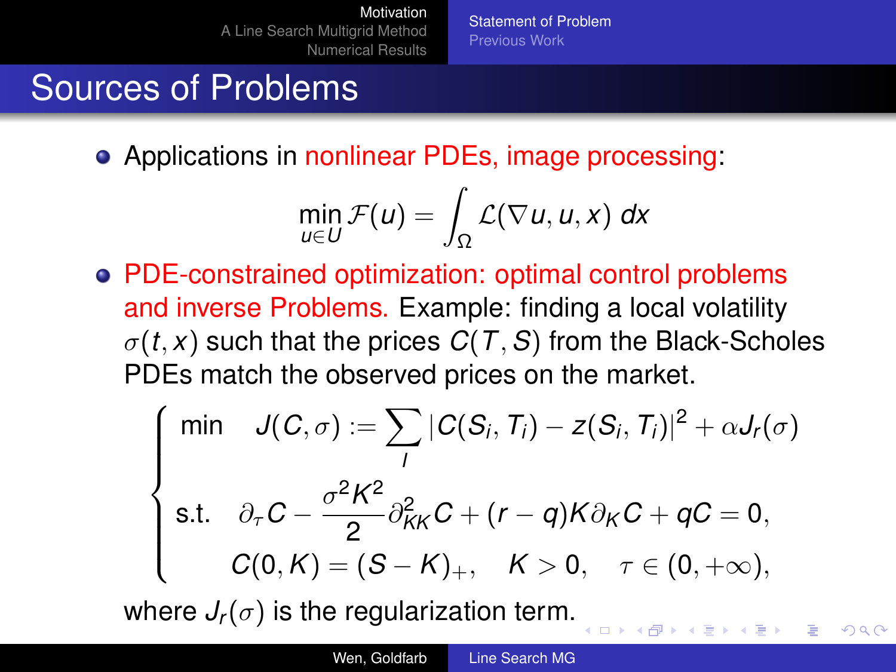# Sources of Problems

- Applications in nonlinear PDEs, image processing:

$$\min_{u \in U} \mathcal{F}(u) = \int_{\Omega} \mathcal{L}(\nabla u, u, x) \, dx$$

- PDE-constrained optimization: optimal control problems and inverse Problems. Example: finding a local volatility $\sigma(t, x)$ such that the prices $C(T, S)$ from the Black-Scholes PDEs match the observed prices on the market.

$$\begin{cases} \min \quad J(C, \sigma) := \sum_{I} |C(S_i, T_i) - z(S_i, T_i)|^2 + \alpha J_r(\sigma) \\ \text{s.t.} \quad \partial_\tau C - \dfrac{\sigma^2 K^2}{2} \partial_{KK}^2 C + (r - q) K \partial_K C + qC = 0, \\ \qquad C(0, K) = (S - K)_+, \quad K > 0, \quad \tau \in (0, +\infty), \end{cases}$$

where $J_r(\sigma)$ is the regularization term.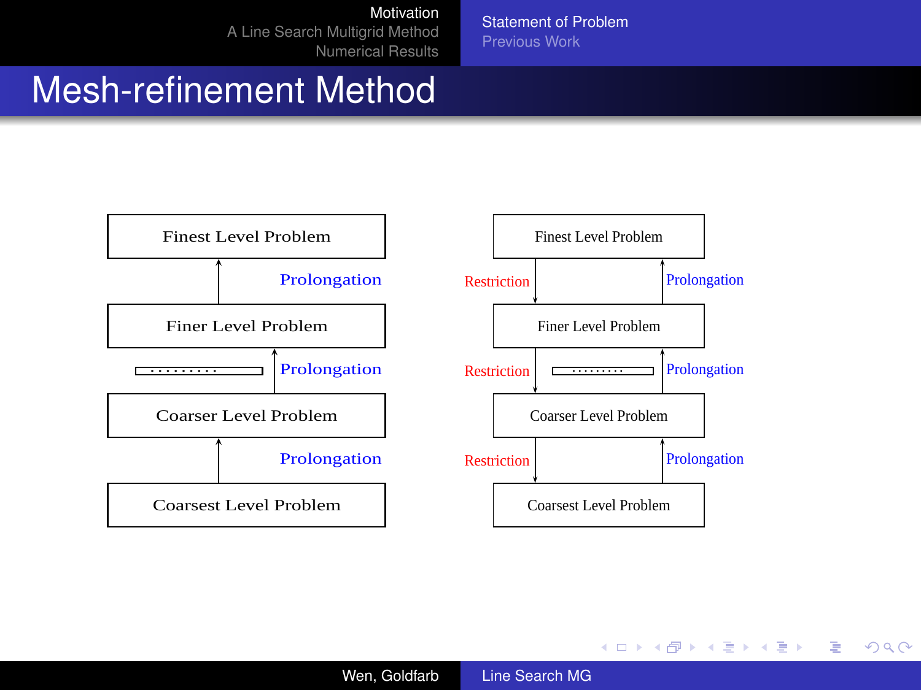# Mesh-refinement Method

Finest Level Problem

↑ Prolongation

Finer Level Problem

· · · · · · · · · ↑ Prolongation

Coarser Level Problem

↑ Prolongation

Coarsest Level Problem

Finest Level Problem

Restriction ↓ ↑ Prolongation

Finer Level Problem

Restriction ↓ · · · · · · · · · ↑ Prolongation

Coarser Level Problem

Restriction ↓ ↑ Prolongation

Coarsest Level Problem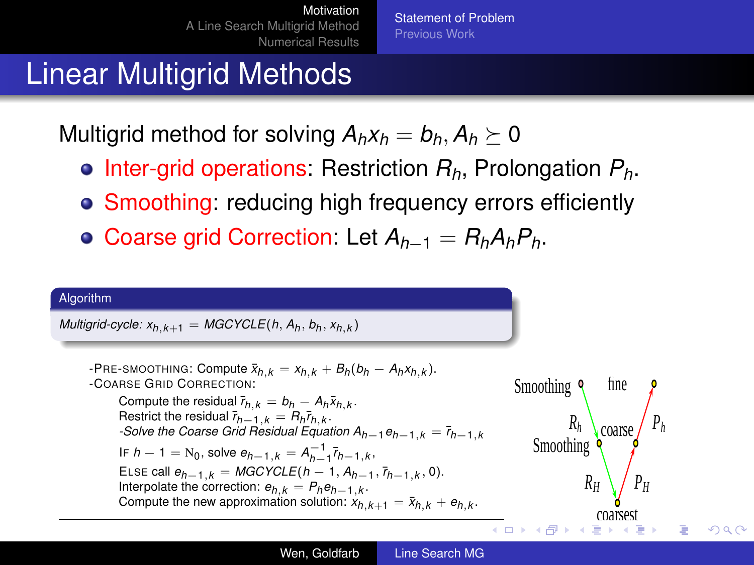# Linear Multigrid Methods

Multigrid method for solving $A_h x_h = b_h, A_h \succeq 0$

- Inter-grid operations: Restriction $R_h$, Prolongation $P_h$.
- Smoothing: reducing high frequency errors efficiently
- Coarse grid Correction: Let $A_{h-1} = R_h A_h P_h$.

**Algorithm**

*Multigrid-cycle:* $x_{h,k+1} = MGCYCLE(h, A_h, b_h, x_{h,k})$

-PRE-SMOOTHING: Compute $\bar{x}_{h,k} = x_{h,k} + B_h(b_h - A_h x_{h,k})$.

-COARSE GRID CORRECTION:

Compute the residual $\bar{r}_{h,k} = b_h - A_h \bar{x}_{h,k}$.

Restrict the residual $\bar{r}_{h-1,k} = R_h \bar{r}_{h,k}$.

*-Solve the Coarse Grid Residual Equation* $A_{h-1} e_{h-1,k} = \bar{r}_{h-1,k}$

IF $h - 1 = \mathrm{N}_0$, solve $e_{h-1,k} = A_{h-1}^{-1} \bar{r}_{h-1,k}$.

ELSE call $e_{h-1,k} = MGCYCLE(h-1, A_{h-1}, \bar{r}_{h-1,k}, 0)$.

Interpolate the correction: $e_{h,k} = P_h e_{h-1,k}$.

Compute the new approximation solution: $x_{h,k+1} = \bar{x}_{h,k} + e_{h,k}$.

Smoothing — fine — $R_h$ — $P_h$ — Smoothing — coarse — $R_H$ — $P_H$ — coarsest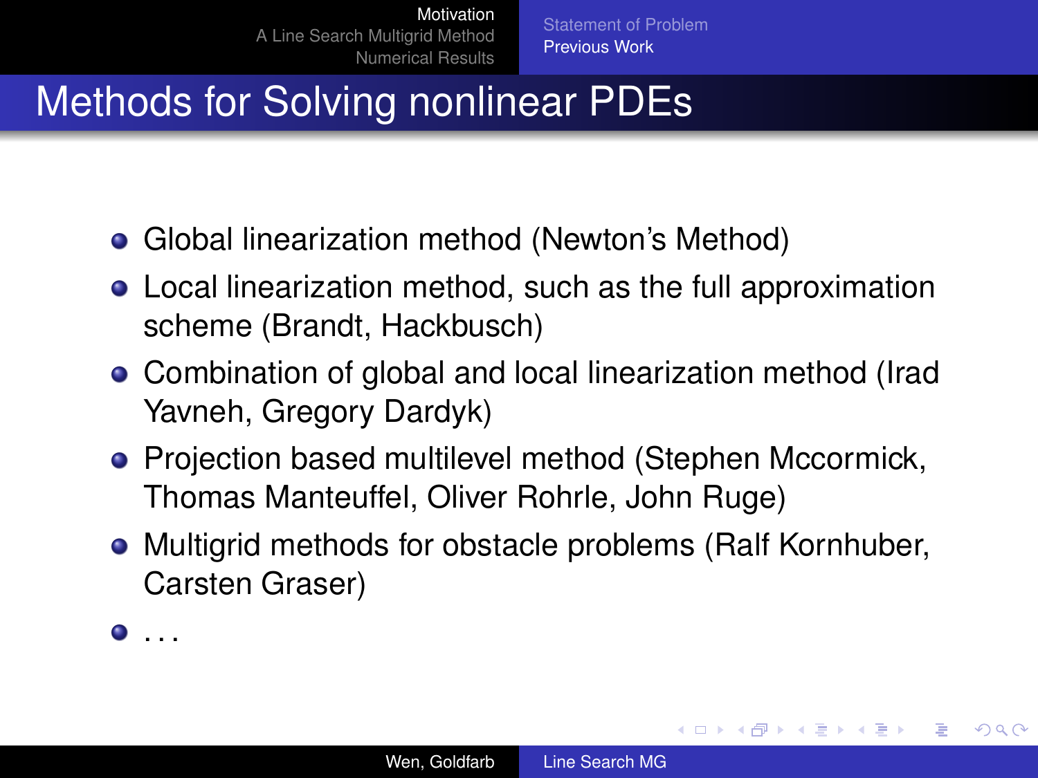# Methods for Solving nonlinear PDEs

- Global linearization method (Newton's Method)
- Local linearization method, such as the full approximation scheme (Brandt, Hackbusch)
- Combination of global and local linearization method (Irad Yavneh, Gregory Dardyk)
- Projection based multilevel method (Stephen Mccormick, Thomas Manteuffel, Oliver Rohrle, John Ruge)
- Multigrid methods for obstacle problems (Ralf Kornhuber, Carsten Graser)
- ...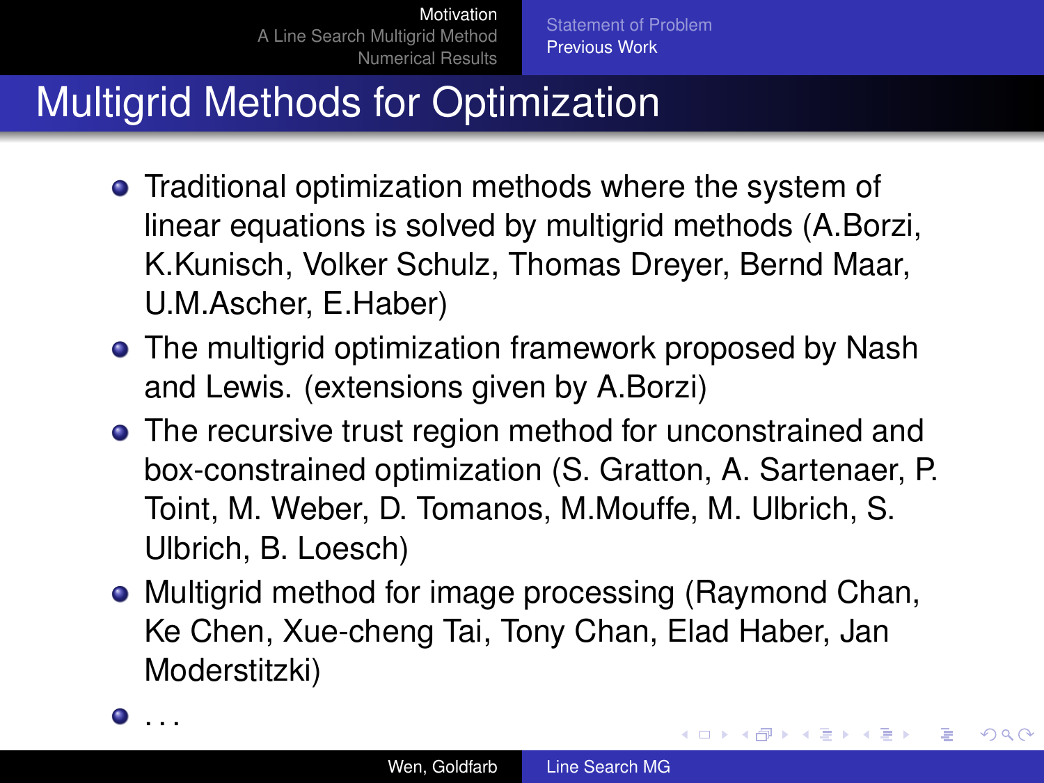# Multigrid Methods for Optimization

- Traditional optimization methods where the system of linear equations is solved by multigrid methods (A.Borzi, K.Kunisch, Volker Schulz, Thomas Dreyer, Bernd Maar, U.M.Ascher, E.Haber)
- The multigrid optimization framework proposed by Nash and Lewis. (extensions given by A.Borzi)
- The recursive trust region method for unconstrained and box-constrained optimization (S. Gratton, A. Sartenaer, P. Toint, M. Weber, D. Tomanos, M.Mouffe, M. Ulbrich, S. Ulbrich, B. Loesch)
- Multigrid method for image processing (Raymond Chan, Ke Chen, Xue-cheng Tai, Tony Chan, Elad Haber, Jan Moderstitzki)
- ...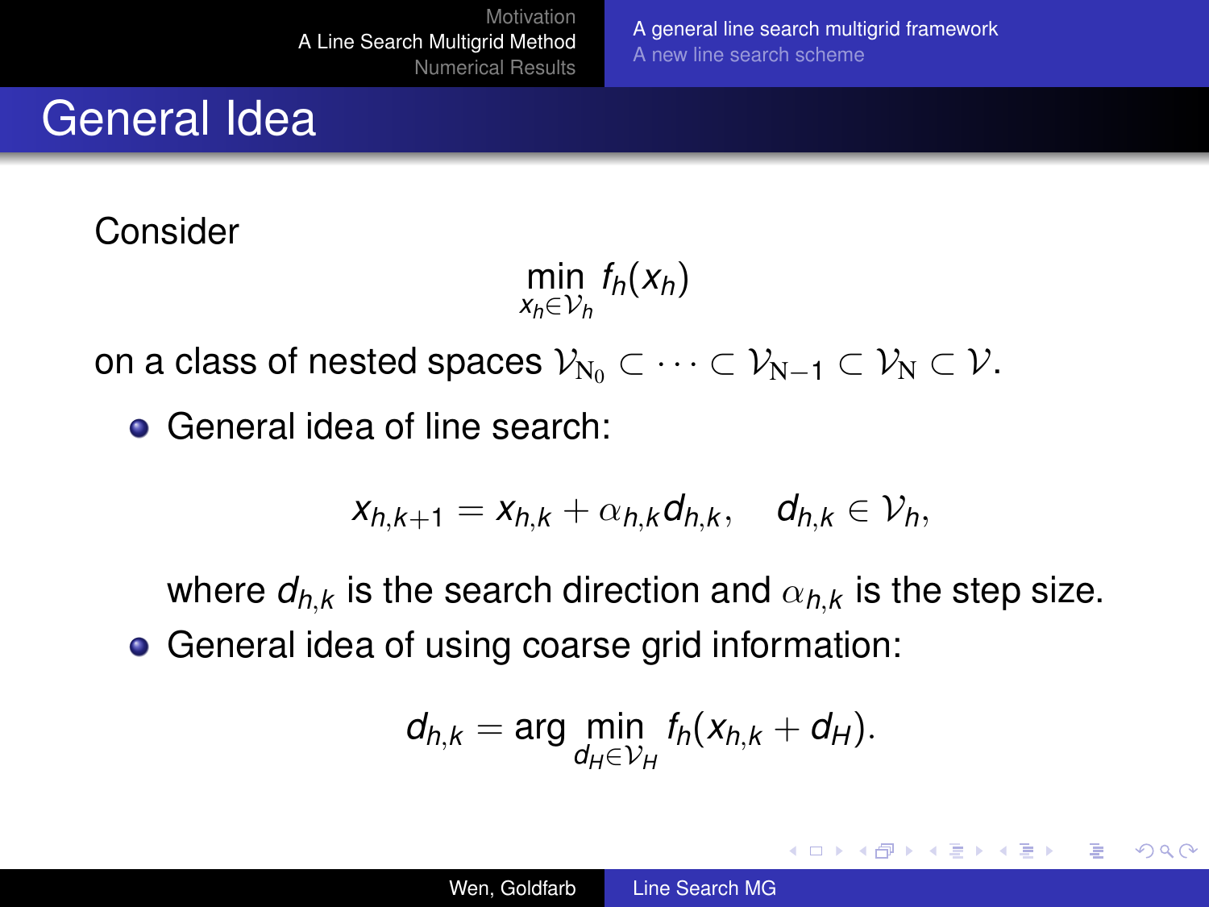# General Idea

Consider

$$\min_{x_h \in \mathcal{V}_h} f_h(x_h)$$

on a class of nested spaces $\mathcal{V}_{\mathrm{N}_0} \subset \cdots \subset \mathcal{V}_{\mathrm{N}-1} \subset \mathcal{V}_{\mathrm{N}} \subset \mathcal{V}$.

- General idea of line search:

$$x_{h,k+1} = x_{h,k} + \alpha_{h,k} d_{h,k}, \quad d_{h,k} \in \mathcal{V}_h,$$

  where $d_{h,k}$ is the search direction and $\alpha_{h,k}$ is the step size.

- General idea of using coarse grid information:

$$d_{h,k} = \arg \min_{d_H \in \mathcal{V}_H} f_h(x_{h,k} + d_H).$$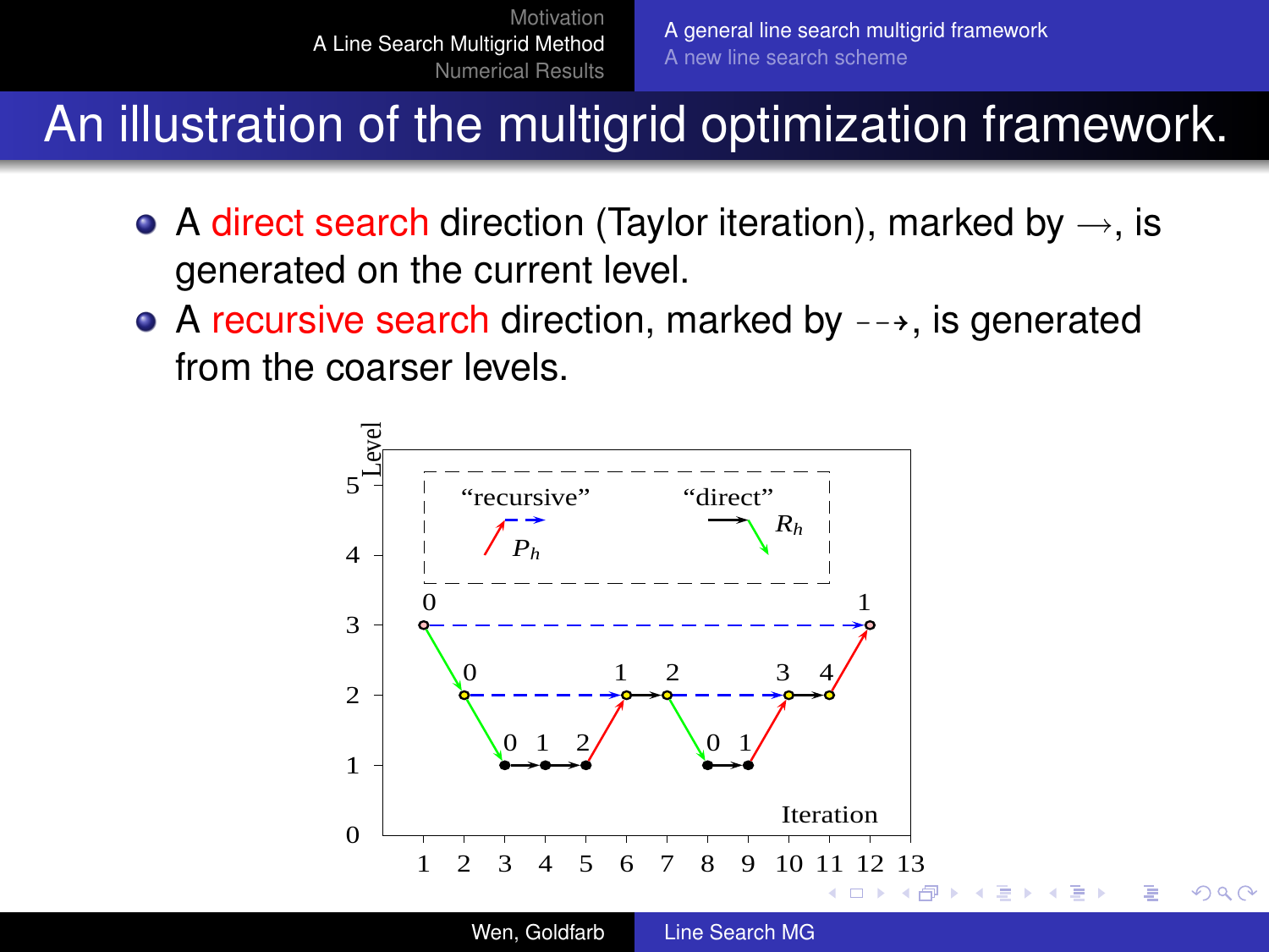# An illustration of the multigrid optimization framework.

- A direct search direction (Taylor iteration), marked by $\longrightarrow$, is generated on the current level.
- A recursive search direction, marked by $\dashrightarrow$, is generated from the coarser levels.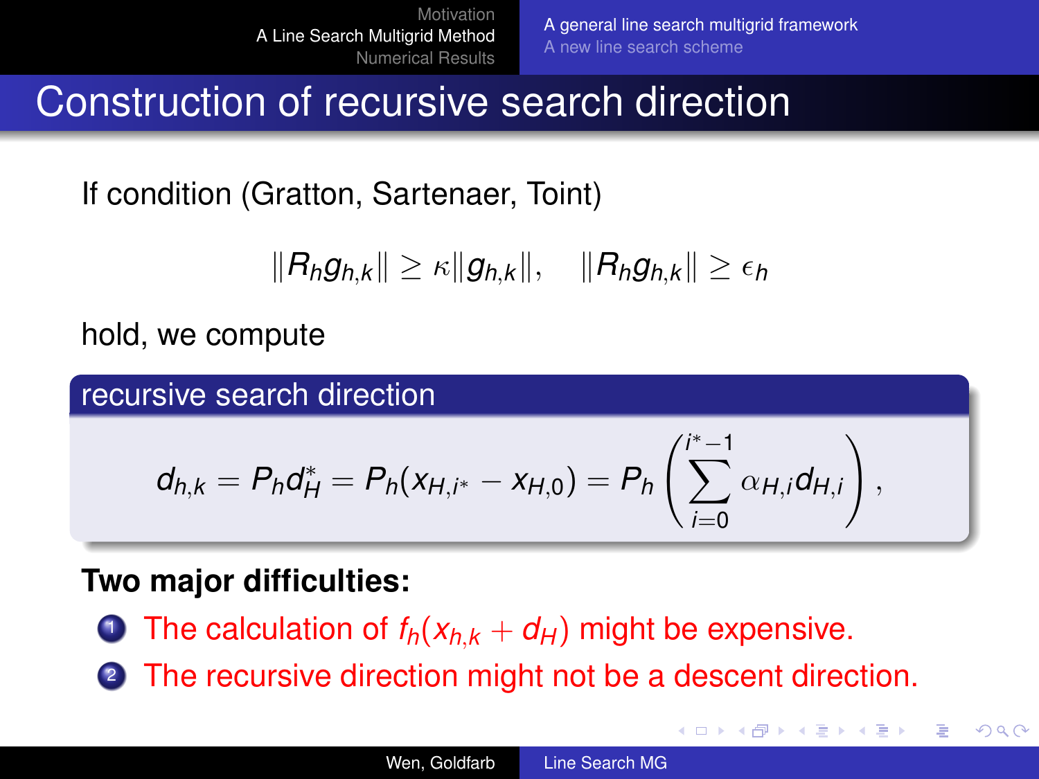# Construction of recursive search direction

If condition (Gratton, Sartenaer, Toint)

$$\|R_h g_{h,k}\| \geq \kappa \|g_{h,k}\|, \quad \|R_h g_{h,k}\| \geq \epsilon_h$$

hold, we compute

**recursive search direction**

$$d_{h,k} = P_h d_H^* = P_h(x_{H,i^*} - x_{H,0}) = P_h \left( \sum_{i=0}^{i^*-1} \alpha_{H,i} d_{H,i} \right),$$

**Two major difficulties:**

1. The calculation of $f_h(x_{h,k} + d_H)$ might be expensive.
2. The recursive direction might not be a descent direction.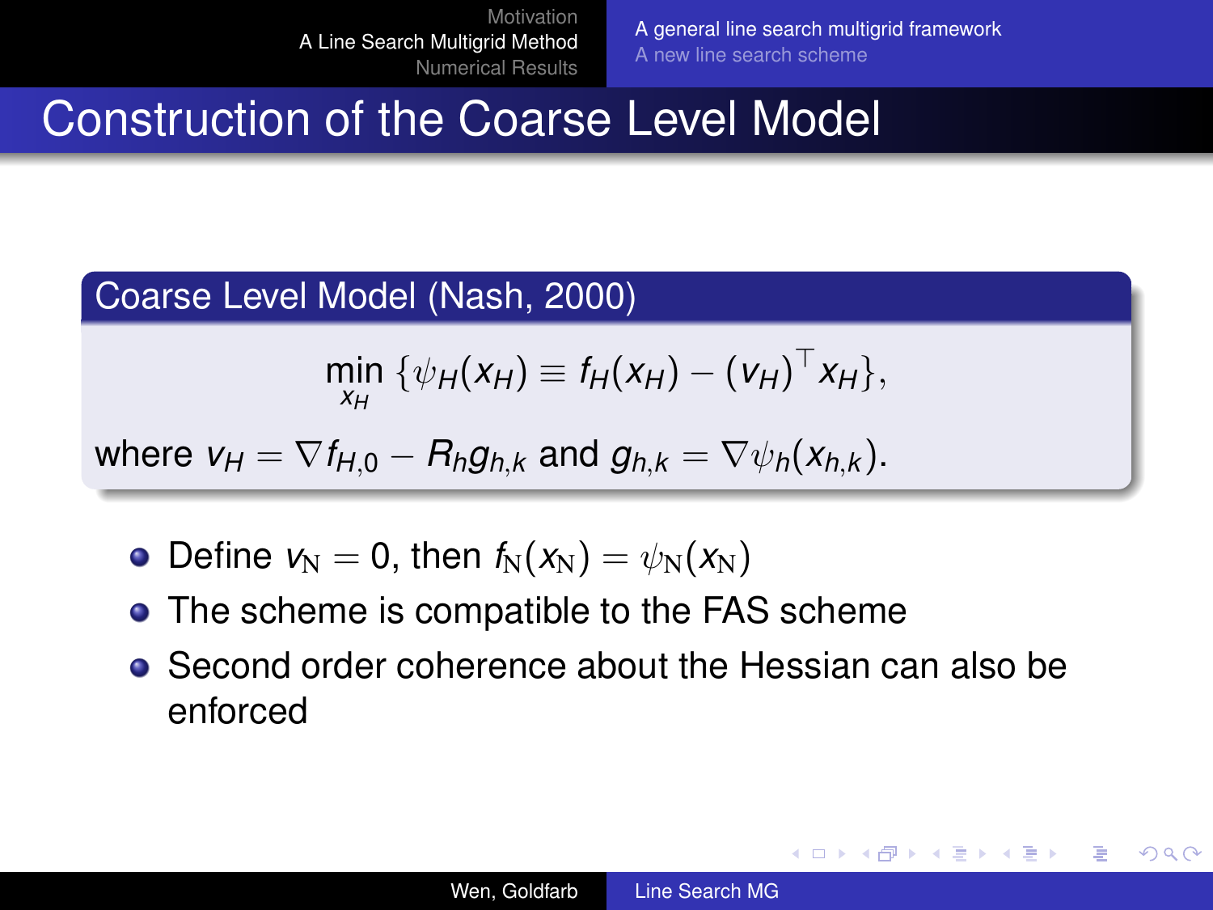# Construction of the Coarse Level Model

**Coarse Level Model (Nash, 2000)**

$$\min_{x_H} \{\psi_H(x_H) \equiv f_H(x_H) - (v_H)^\top x_H\},$$

where $v_H = \nabla f_{H,0} - R_h g_{h,k}$ and $g_{h,k} = \nabla \psi_h(x_{h,k})$.

- Define $v_{\mathrm{N}} = 0$, then $f_{\mathrm{N}}(x_{\mathrm{N}}) = \psi_{\mathrm{N}}(x_{\mathrm{N}})$
- The scheme is compatible to the FAS scheme
- Second order coherence about the Hessian can also be enforced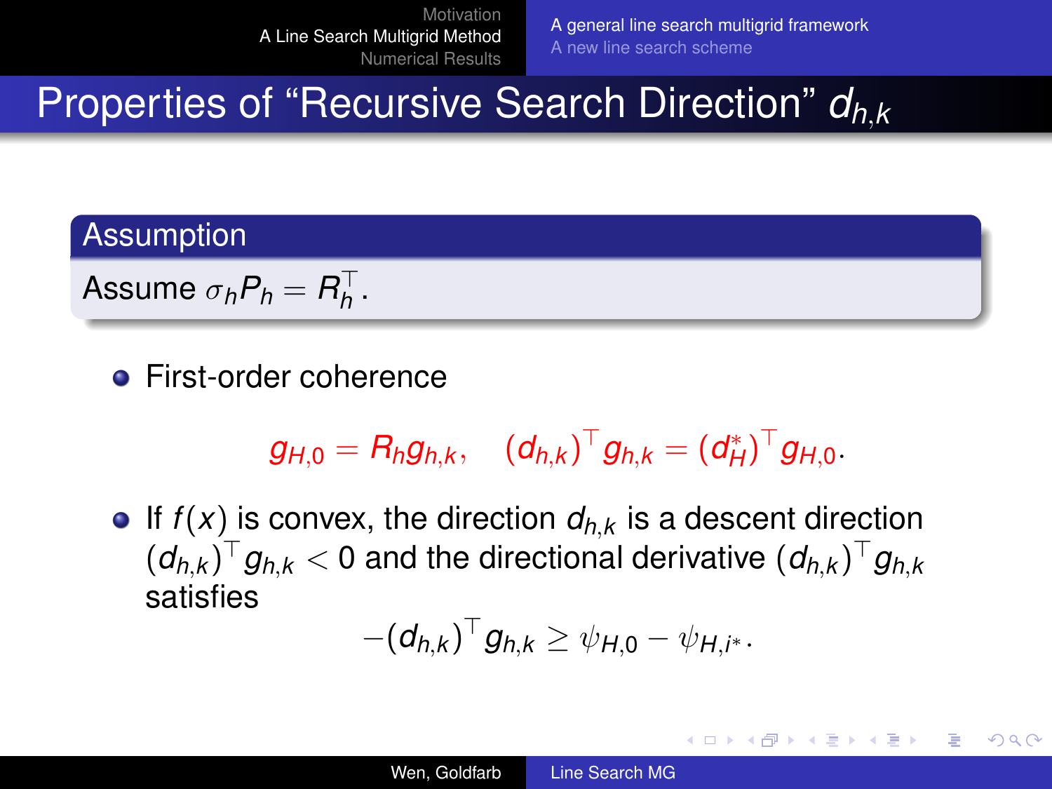# Properties of “Recursive Search Direction” $d_{h,k}$

**Assumption**

Assume $\sigma_h P_h = R_h^\top$.

- First-order coherence

$$g_{H,0} = R_h g_{h,k}, \quad (d_{h,k})^\top g_{h,k} = (d_H^*)^\top g_{H,0}.$$

- If $f(x)$ is convex, the direction $d_{h,k}$ is a descent direction $(d_{h,k})^\top g_{h,k} < 0$ and the directional derivative $(d_{h,k})^\top g_{h,k}$ satisfies

$$-(d_{h,k})^\top g_{h,k} \geq \psi_{H,0} - \psi_{H,i^*}.$$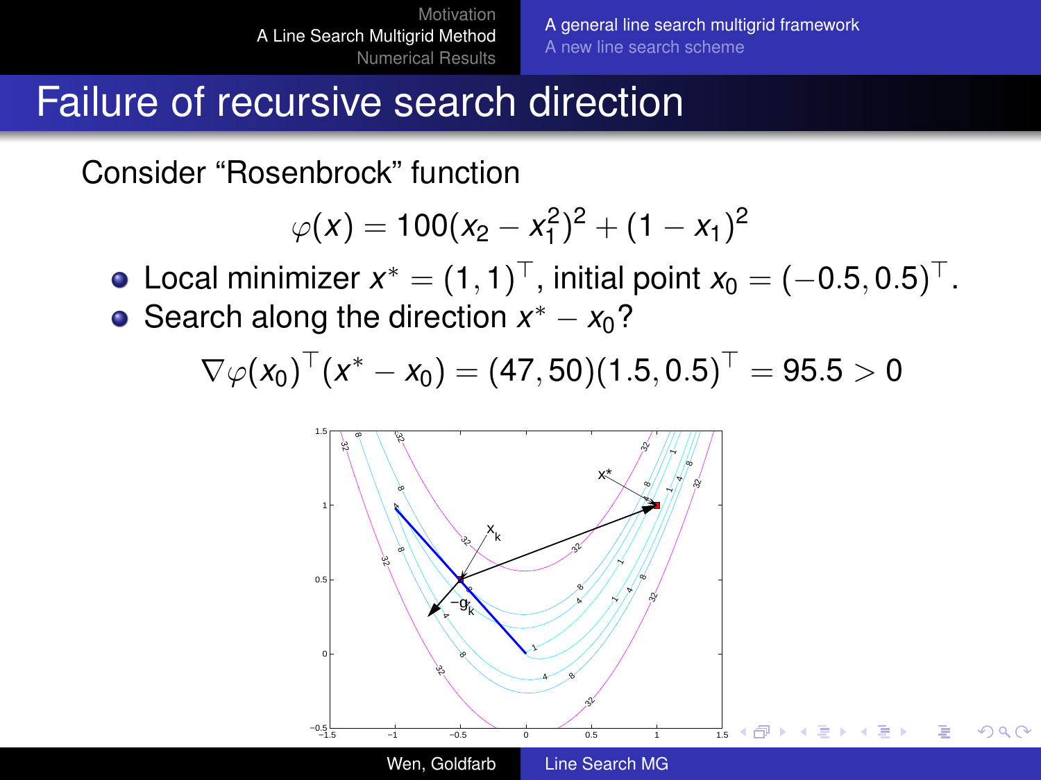# Failure of recursive search direction

Consider "Rosenbrock" function

$$\varphi(x) = 100(x_2 - x_1^2)^2 + (1 - x_1)^2$$

- Local minimizer $x^* = (1, 1)^\top$, initial point $x_0 = (-0.5, 0.5)^\top$.
- Search along the direction $x^* - x_0$?

$$\nabla\varphi(x_0)^\top(x^* - x_0) = (47, 50)(1.5, 0.5)^\top = 95.5 > 0$$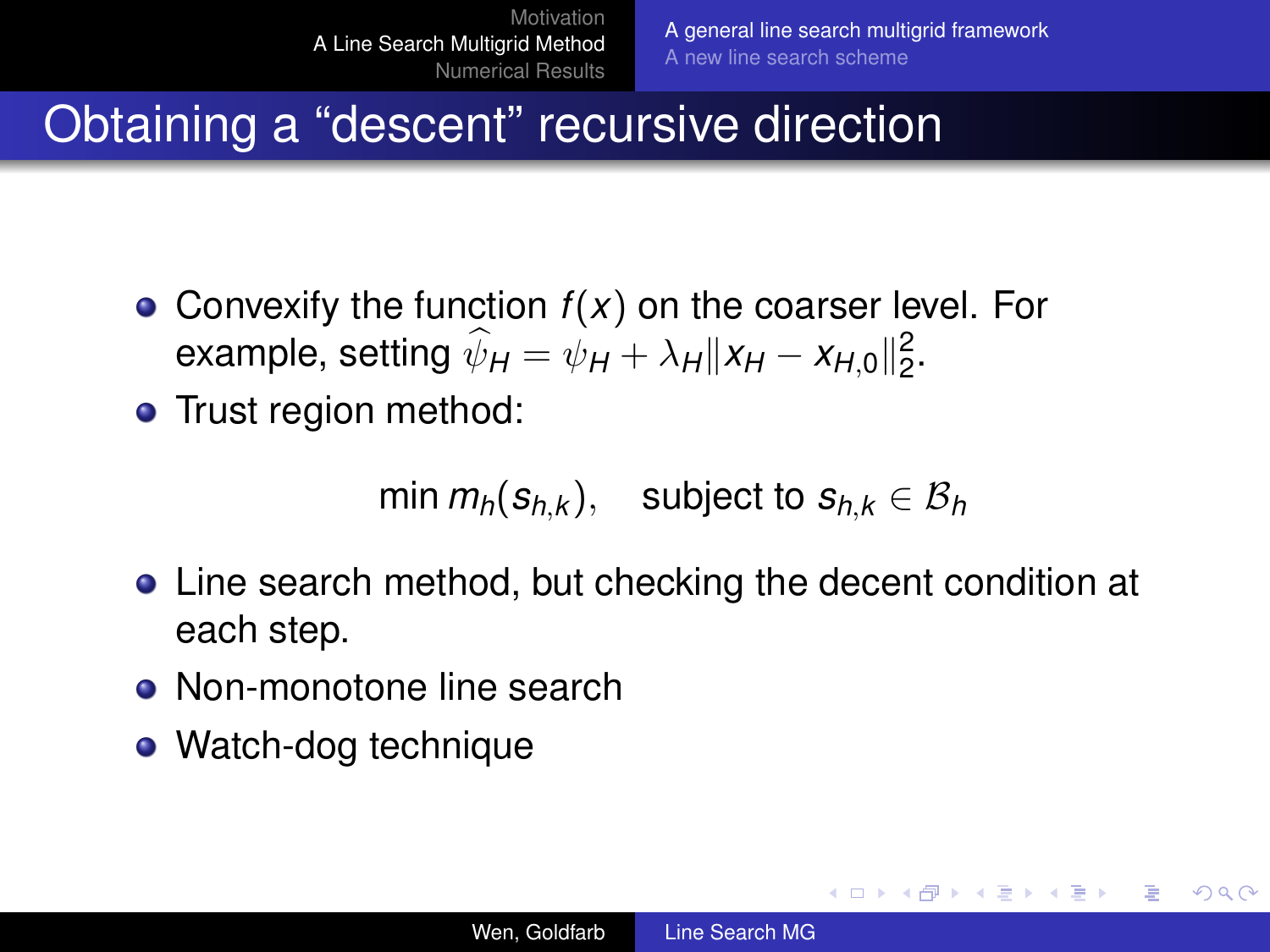# Obtaining a “descent” recursive direction

- Convexify the function $f(x)$ on the coarser level. For example, setting $\widehat{\psi}_H = \psi_H + \lambda_H \|x_H - x_{H,0}\|_2^2$.
- Trust region method:

$$\min m_h(s_{h,k}), \quad \text{subject to } s_{h,k} \in \mathcal{B}_h$$

- Line search method, but checking the decent condition at each step.
- Non-monotone line search
- Watch-dog technique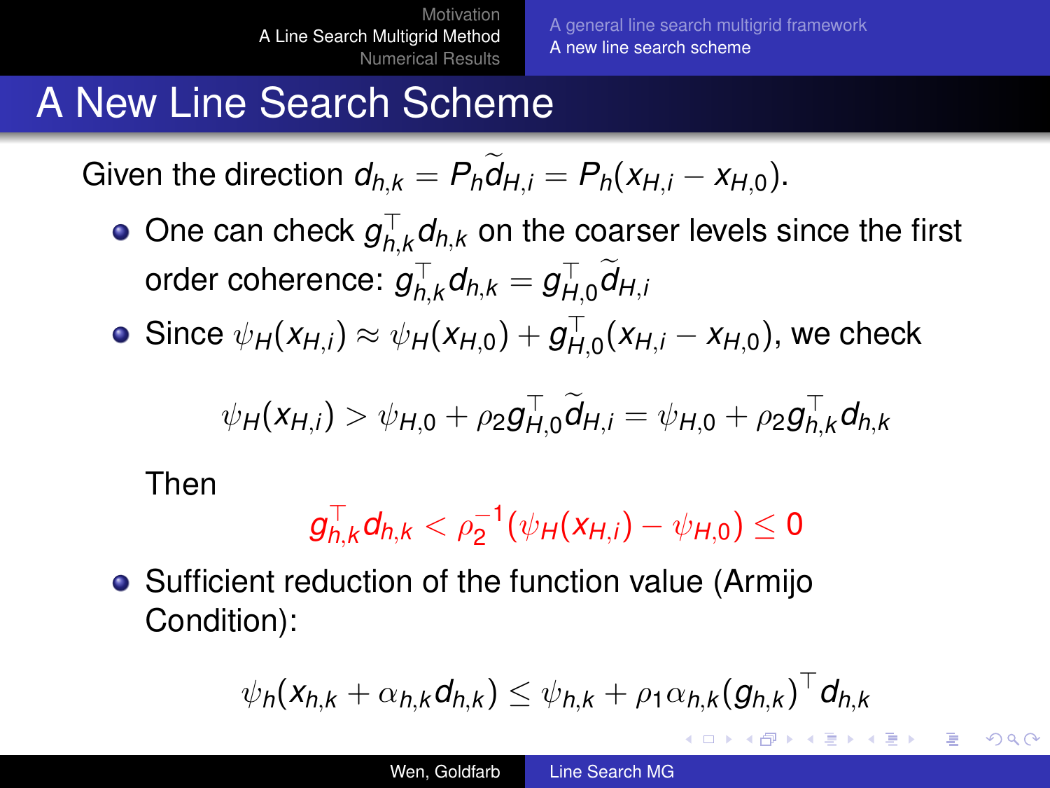# A New Line Search Scheme

Given the direction $d_{h,k} = P_h \widetilde{d}_{H,i} = P_h(x_{H,i} - x_{H,0})$.

- One can check $g_{h,k}^\top d_{h,k}$ on the coarser levels since the first order coherence: $g_{h,k}^\top d_{h,k} = g_{H,0}^\top \widetilde{d}_{H,i}$
- Since $\psi_H(x_{H,i}) \approx \psi_H(x_{H,0}) + g_{H,0}^\top (x_{H,i} - x_{H,0})$, we check

$$\psi_H(x_{H,i}) > \psi_{H,0} + \rho_2 g_{H,0}^\top \widetilde{d}_{H,i} = \psi_{H,0} + \rho_2 g_{h,k}^\top d_{h,k}$$

  Then

$$g_{h,k}^\top d_{h,k} < \rho_2^{-1} (\psi_H(x_{H,i}) - \psi_{H,0}) \leq 0$$

- Sufficient reduction of the function value (Armijo Condition):

$$\psi_h(x_{h,k} + \alpha_{h,k} d_{h,k}) \leq \psi_{h,k} + \rho_1 \alpha_{h,k} (g_{h,k})^\top d_{h,k}$$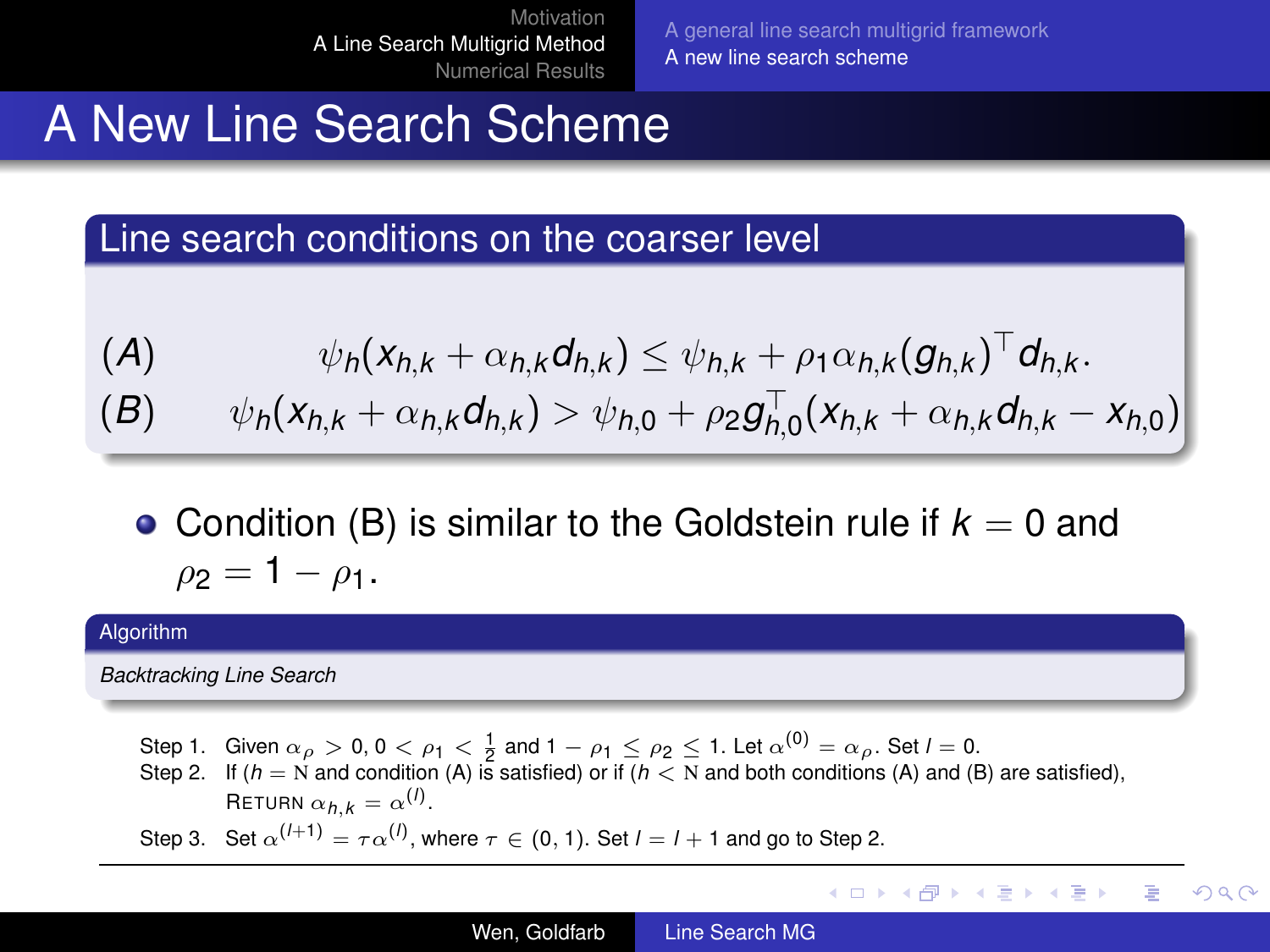# A New Line Search Scheme

## Line search conditions on the coarser level

$$(A) \qquad \psi_h(x_{h,k} + \alpha_{h,k} d_{h,k}) \leq \psi_{h,k} + \rho_1 \alpha_{h,k} (g_{h,k})^\top d_{h,k}.$$

$$(B) \qquad \psi_h(x_{h,k} + \alpha_{h,k} d_{h,k}) > \psi_{h,0} + \rho_2 g_{h,0}^\top (x_{h,k} + \alpha_{h,k} d_{h,k} - x_{h,0})$$

- Condition (B) is similar to the Goldstein rule if $k = 0$ and $\rho_2 = 1 - \rho_1$.

**Algorithm**

*Backtracking Line Search*

Step 1. Given $\alpha_\rho > 0$, $0 < \rho_1 < \frac{1}{2}$ and $1 - \rho_1 \leq \rho_2 \leq 1$. Let $\alpha^{(0)} = \alpha_\rho$. Set $l = 0$.

Step 2. If ($h = \mathrm{N}$ and condition (A) is satisfied) or if ($h < \mathrm{N}$ and both conditions (A) and (B) are satisfied), RETURN $\alpha_{h,k} = \alpha^{(l)}$.

Step 3. Set $\alpha^{(l+1)} = \tau \alpha^{(l)}$, where $\tau \in (0, 1)$. Set $l = l + 1$ and go to Step 2.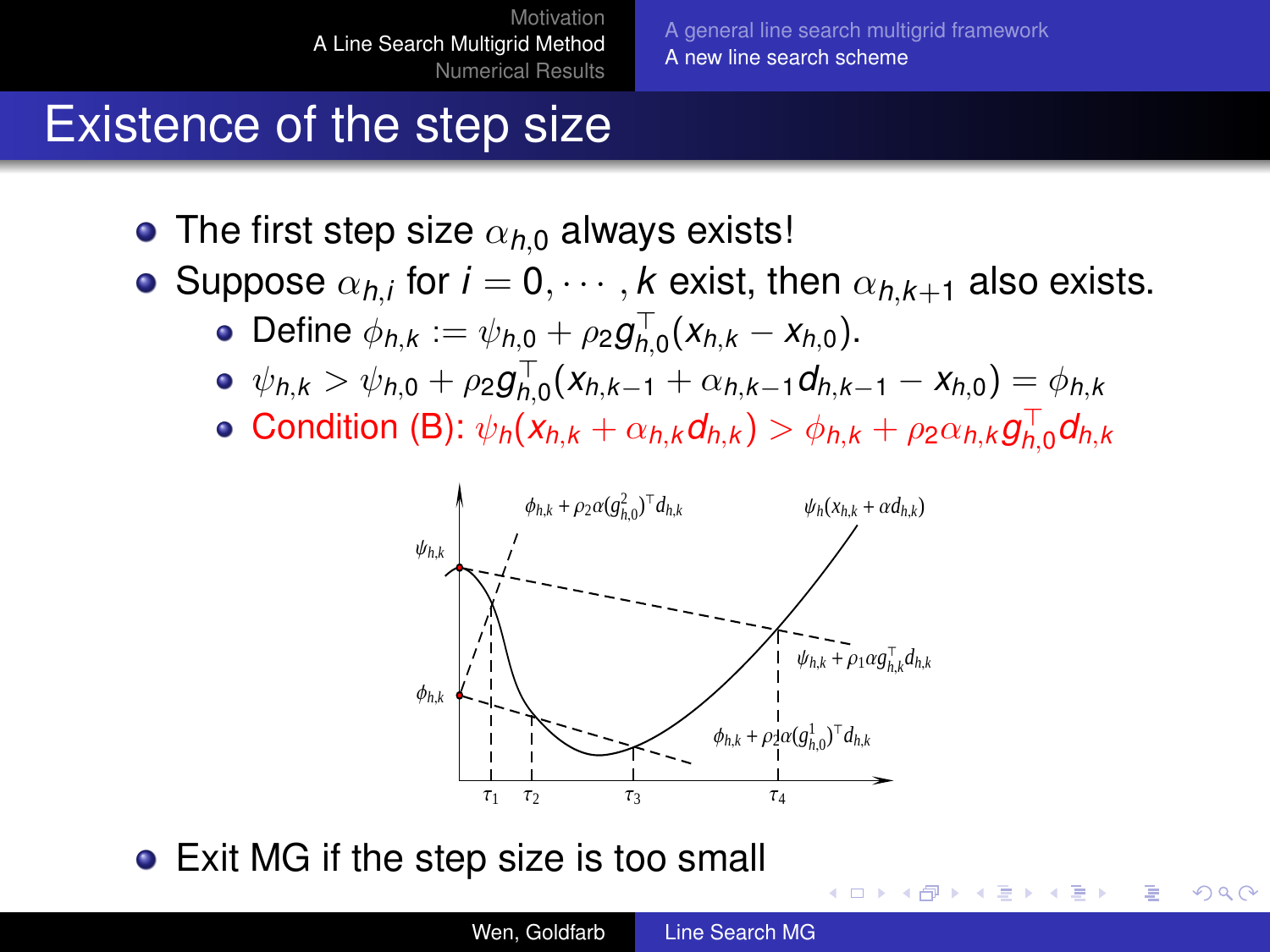# Existence of the step size

- The first step size $\alpha_{h,0}$ always exists!
- Suppose $\alpha_{h,i}$ for $i = 0, \cdots, k$ exist, then $\alpha_{h,k+1}$ also exists.
  - Define $\phi_{h,k} := \psi_{h,0} + \rho_2 g_{h,0}^\top (x_{h,k} - x_{h,0})$.
  - $\psi_{h,k} > \psi_{h,0} + \rho_2 g_{h,0}^\top (x_{h,k-1} + \alpha_{h,k-1} d_{h,k-1} - x_{h,0}) = \phi_{h,k}$
  - Condition (B): $\psi_h(x_{h,k} + \alpha_{h,k} d_{h,k}) > \phi_{h,k} + \rho_2 \alpha_{h,k} g_{h,0}^\top d_{h,k}$

- Exit MG if the step size is too small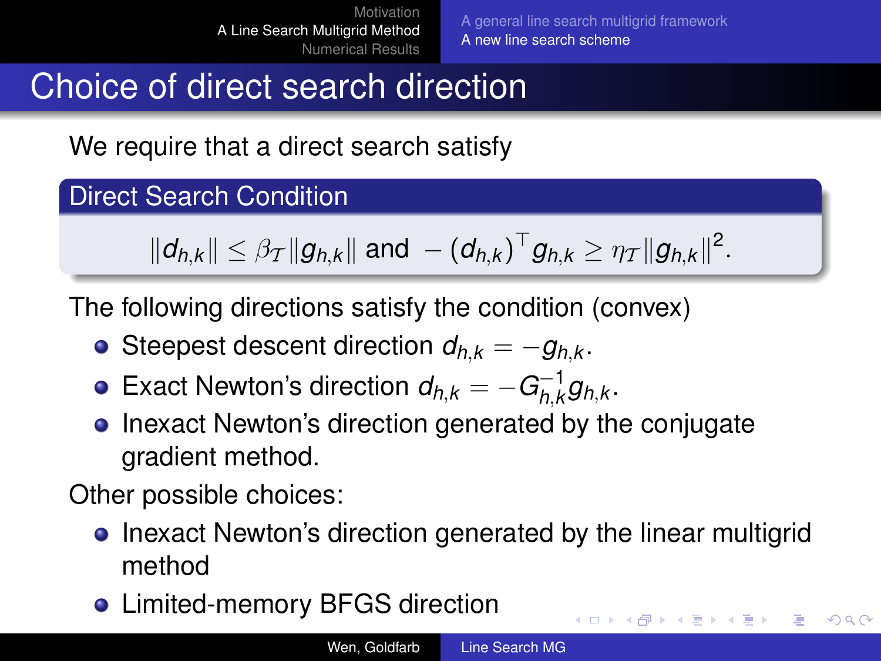# Choice of direct search direction

We require that a direct search satisfy

**Direct Search Condition**

$$\|d_{h,k}\| \leq \beta_{\mathcal{T}} \|g_{h,k}\| \text{ and } -(d_{h,k})^\top g_{h,k} \geq \eta_{\mathcal{T}} \|g_{h,k}\|^2.$$

The following directions satisfy the condition (convex)

- Steepest descent direction $d_{h,k} = -g_{h,k}$.
- Exact Newton's direction $d_{h,k} = -G_{h,k}^{-1} g_{h,k}$.
- Inexact Newton's direction generated by the conjugate gradient method.

Other possible choices:

- Inexact Newton's direction generated by the linear multigrid method
- Limited-memory BFGS direction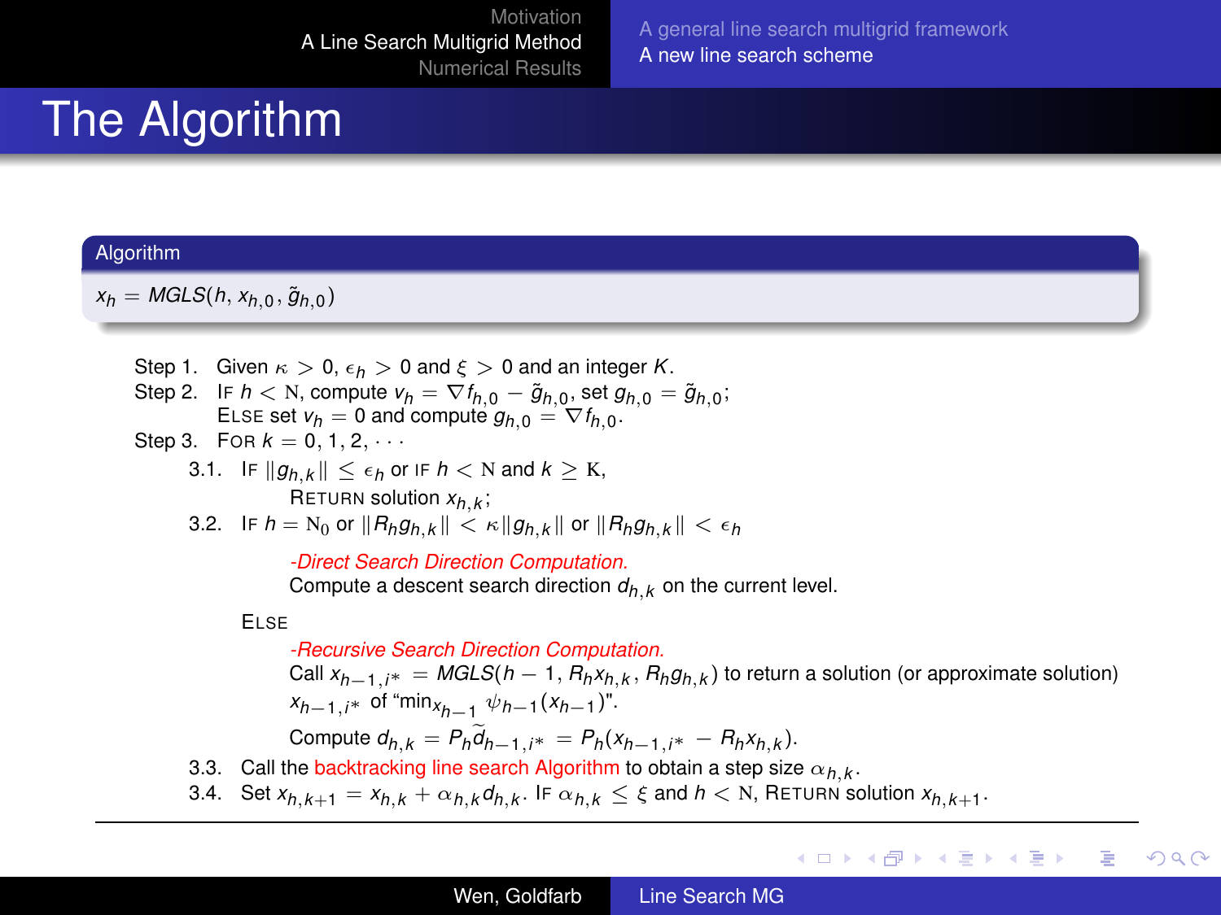# The Algorithm

**Algorithm**

$x_h = MGLS(h, x_{h,0}, \tilde{g}_{h,0})$

Step 1. Given $\kappa > 0$, $\epsilon_h > 0$ and $\xi > 0$ and an integer $K$.

Step 2. IF $h < \mathrm{N}$, compute $v_h = \nabla f_{h,0} - \tilde{g}_{h,0}$, set $g_{h,0} = \tilde{g}_{h,0}$;
ELSE set $v_h = 0$ and compute $g_{h,0} = \nabla f_{h,0}$.

Step 3. FOR $k = 0, 1, 2, \cdots$

3.1. IF $\|g_{h,k}\| \leq \epsilon_h$ or IF $h < \mathrm{N}$ and $k \geq \mathrm{K}$,
RETURN solution $x_{h,k}$;

3.2. IF $h = \mathrm{N}_0$ or $\|R_h g_{h,k}\| < \kappa \|g_{h,k}\|$ or $\|R_h g_{h,k}\| < \epsilon_h$

*-Direct Search Direction Computation.*
Compute a descent search direction $d_{h,k}$ on the current level.

ELSE

*-Recursive Search Direction Computation.*
Call $x_{h-1,i*} = MGLS(h-1, R_h x_{h,k}, R_h g_{h,k})$ to return a solution (or approximate solution) $x_{h-1,i*}$ of "$\min_{x_{h-1}} \psi_{h-1}(x_{h-1})$".

Compute $d_{h,k} = P_h \widetilde{d}_{h-1,i*} = P_h(x_{h-1,i*} - R_h x_{h,k})$.

3.3. Call the backtracking line search Algorithm to obtain a step size $\alpha_{h,k}$.

3.4. Set $x_{h,k+1} = x_{h,k} + \alpha_{h,k} d_{h,k}$. IF $\alpha_{h,k} \leq \xi$ and $h < \mathrm{N}$, RETURN solution $x_{h,k+1}$.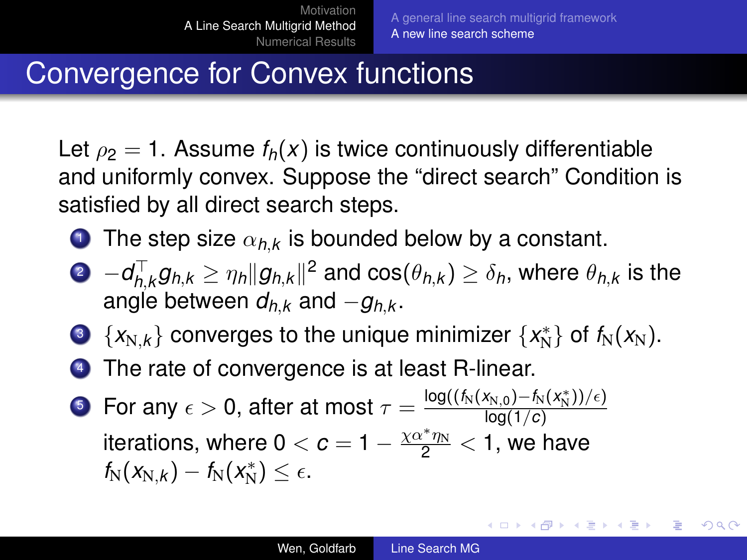# Convergence for Convex functions

Let $\rho_2 = 1$. Assume $f_h(x)$ is twice continuously differentiable and uniformly convex. Suppose the "direct search" Condition is satisfied by all direct search steps.

1. The step size $\alpha_{h,k}$ is bounded below by a constant.
2. $-d_{h,k}^{\top} g_{h,k} \geq \eta_h \|g_{h,k}\|^2$ and $\cos(\theta_{h,k}) \geq \delta_h$, where $\theta_{h,k}$ is the angle between $d_{h,k}$ and $-g_{h,k}$.
3. $\{x_{\mathrm{N},k}\}$ converges to the unique minimizer $\{x_{\mathrm{N}}^*\}$ of $f_{\mathrm{N}}(x_{\mathrm{N}})$.
4. The rate of convergence is at least R-linear.
5. For any $\epsilon > 0$, after at most $\tau = \frac{\log((f_{\mathrm{N}}(x_{\mathrm{N},0}) - f_{\mathrm{N}}(x_{\mathrm{N}}^*))/\epsilon)}{\log(1/c)}$ iterations, where $0 < c = 1 - \frac{\chi \alpha^* \eta_{\mathrm{N}}}{2} < 1$, we have $f_{\mathrm{N}}(x_{\mathrm{N},k}) - f_{\mathrm{N}}(x_{\mathrm{N}}^*) \leq \epsilon$.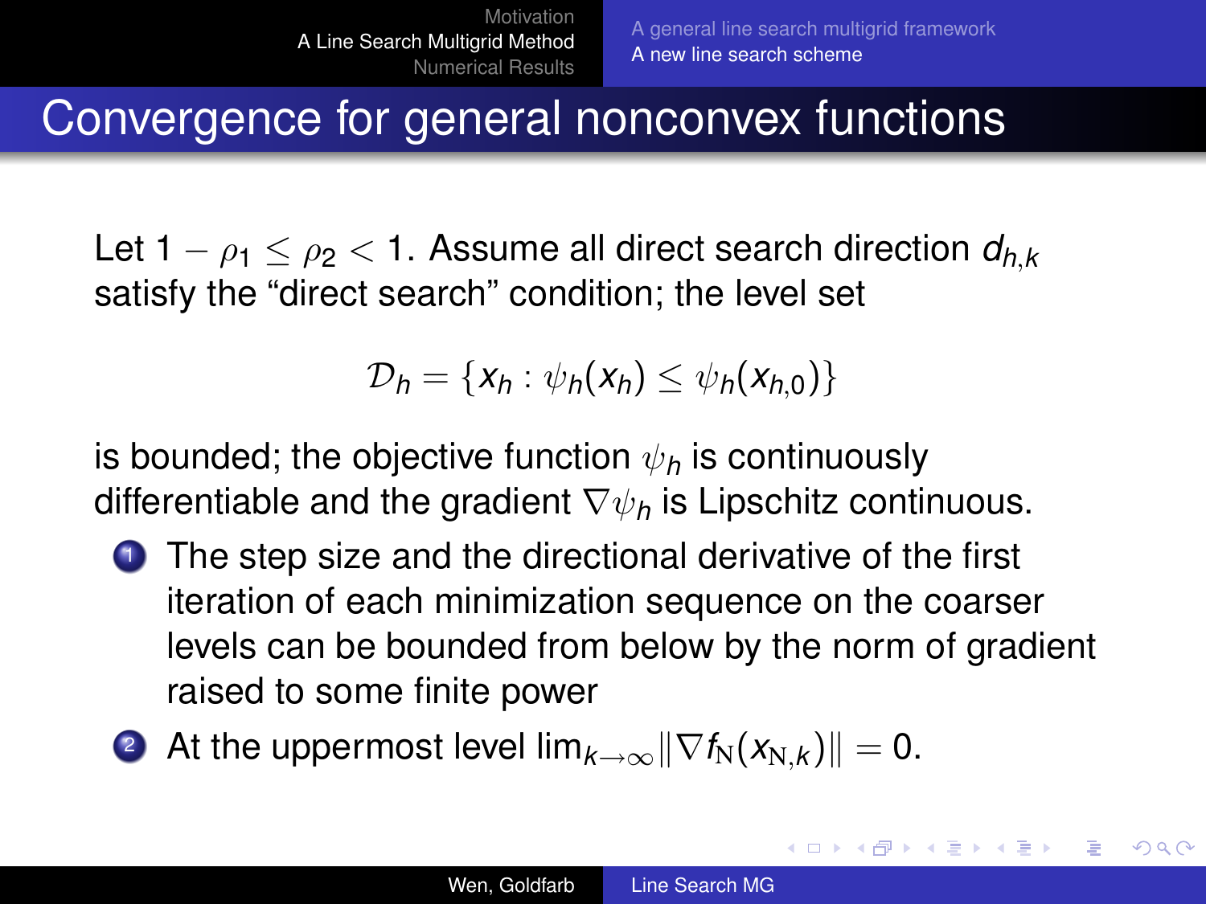# Convergence for general nonconvex functions

Let $1 - \rho_1 \leq \rho_2 < 1$. Assume all direct search direction $d_{h,k}$ satisfy the "direct search" condition; the level set

$$\mathcal{D}_h = \{x_h : \psi_h(x_h) \leq \psi_h(x_{h,0})\}$$

is bounded; the objective function $\psi_h$ is continuously differentiable and the gradient $\nabla \psi_h$ is Lipschitz continuous.

1. The step size and the directional derivative of the first iteration of each minimization sequence on the coarser levels can be bounded from below by the norm of gradient raised to some finite power
2. At the uppermost level $\lim_{k \to \infty} \|\nabla f_{\mathrm{N}}(x_{\mathrm{N},k})\| = 0$.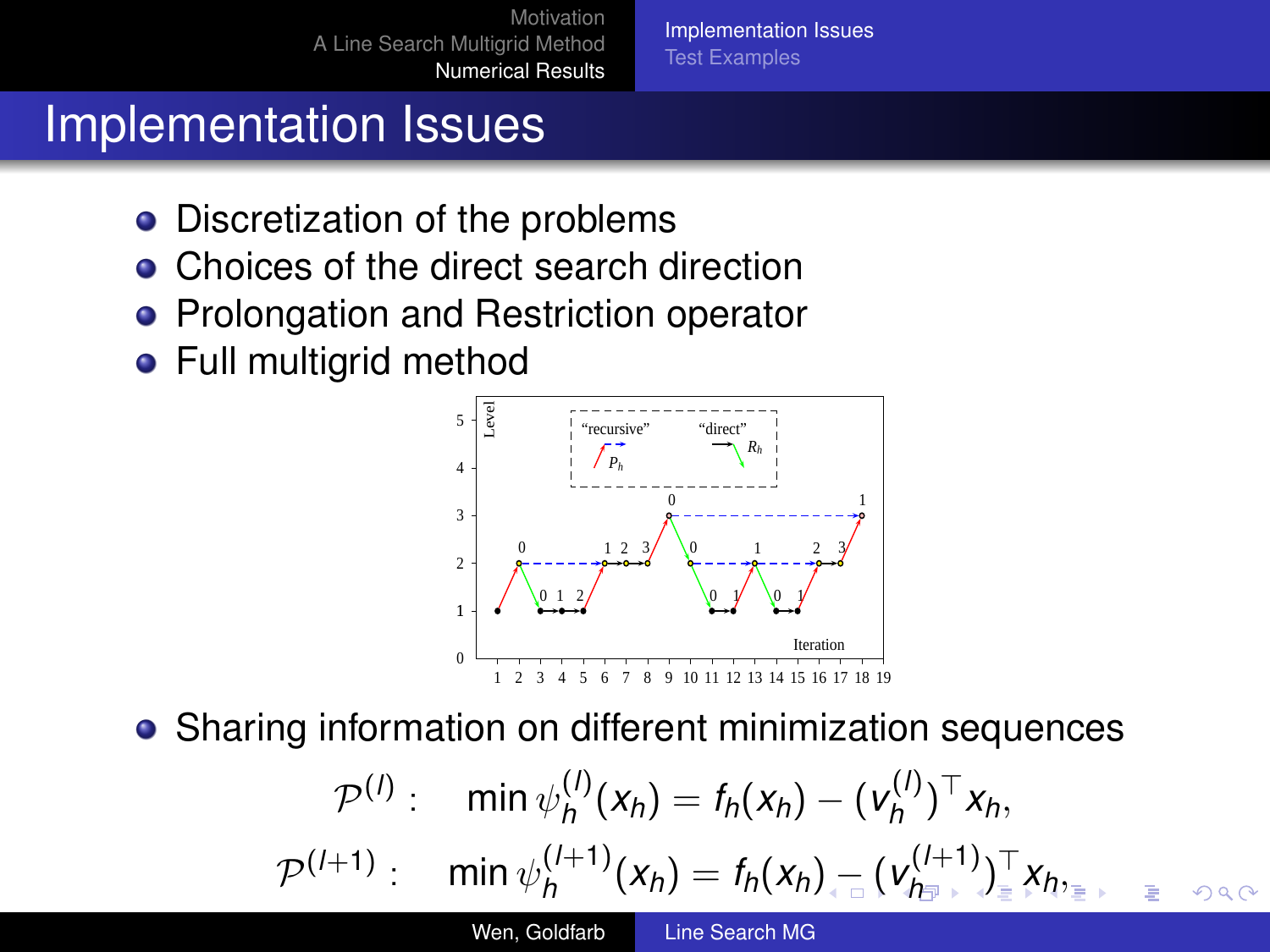# Implementation Issues

- Discretization of the problems
- Choices of the direct search direction
- Prolongation and Restriction operator
- Full multigrid method
- Sharing information on different minimization sequences

$$\mathcal{P}^{(l)}: \quad \min \psi_h^{(l)}(x_h) = f_h(x_h) - (v_h^{(l)})^\top x_h,$$

$$\mathcal{P}^{(l+1)}: \quad \min \psi_h^{(l+1)}(x_h) = f_h(x_h) - (v_h^{(l+1)})^\top x_h,$$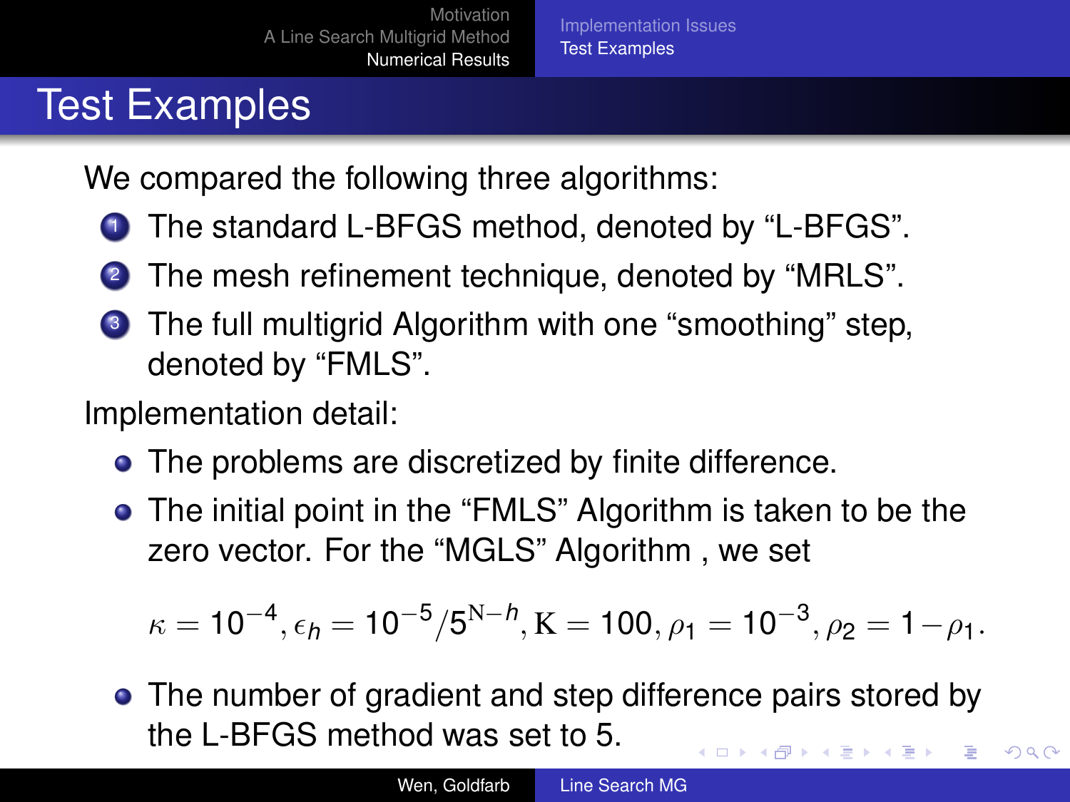# Test Examples

We compared the following three algorithms:

1. The standard L-BFGS method, denoted by “L-BFGS”.
2. The mesh refinement technique, denoted by “MRLS”.
3. The full multigrid Algorithm with one “smoothing” step, denoted by “FMLS”.

Implementation detail:

- The problems are discretized by finite difference.
- The initial point in the “FMLS” Algorithm is taken to be the zero vector. For the “MGLS” Algorithm , we set

$$\kappa = 10^{-4}, \epsilon_h = 10^{-5}/5^{\mathrm{N}-h}, \mathrm{K} = 100, \rho_1 = 10^{-3}, \rho_2 = 1 - \rho_1.$$

- The number of gradient and step difference pairs stored by the L-BFGS method was set to 5.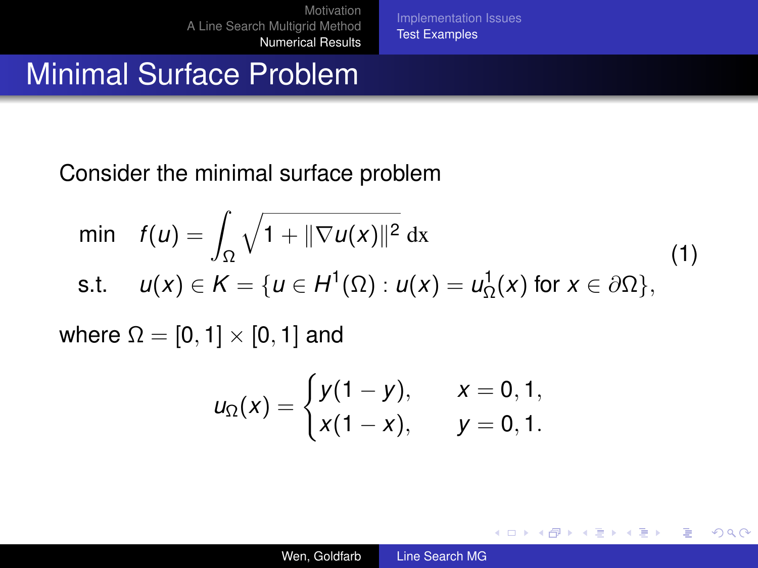# Minimal Surface Problem

Consider the minimal surface problem

$$
\begin{aligned}
\min \quad & f(u) = \int_{\Omega} \sqrt{1 + \|\nabla u(x)\|^2} \, \mathrm{dx} \\
\text{s.t.} \quad & u(x) \in K = \{u \in H^1(\Omega) : u(x) = u_{\Omega}^1(x) \text{ for } x \in \partial\Omega\},
\end{aligned}
\tag{1}
$$

where $\Omega = [0,1] \times [0,1]$ and

$$
u_{\Omega}(x) = \begin{cases} y(1-y), & x = 0, 1, \\ x(1-x), & y = 0, 1. \end{cases}
$$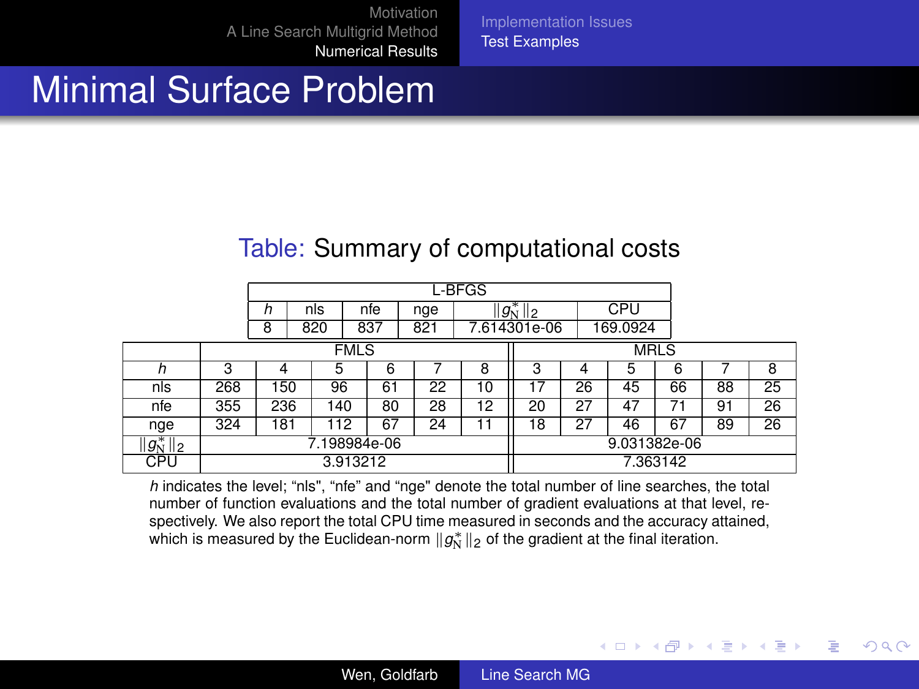# Minimal Surface Problem

Table: Summary of computational costs

| L-BFGS | | | | | |
|---|---|---|---|---|---|
| $h$ | nls | nfe | nge | $\|g_N^*\|_2$ | CPU |
| 8 | 820 | 837 | 821 | 7.614301e-06 | 169.0924 |

| | FMLS | | | | | | MRLS | | | | | |
|---|---|---|---|---|---|---|---|---|---|---|---|---|
| $h$ | 3 | 4 | 5 | 6 | 7 | 8 | 3 | 4 | 5 | 6 | 7 | 8 |
| nls | 268 | 150 | 96 | 61 | 22 | 10 | 17 | 26 | 45 | 66 | 88 | 25 |
| nfe | 355 | 236 | 140 | 80 | 28 | 12 | 20 | 27 | 47 | 71 | 91 | 26 |
| nge | 324 | 181 | 112 | 67 | 24 | 11 | 18 | 27 | 46 | 67 | 89 | 26 |
| $\|g_N^*\|_2$ | 7.198984e-06 | | | | | | 9.031382e-06 | | | | | |
| CPU | 3.913212 | | | | | | 7.363142 | | | | | |

$h$ indicates the level; "nls", "nfe" and "nge" denote the total number of line searches, the total number of function evaluations and the total number of gradient evaluations at that level, respectively. We also report the total CPU time measured in seconds and the accuracy attained, which is measured by the Euclidean-norm $\|g_N^*\|_2$ of the gradient at the final iteration.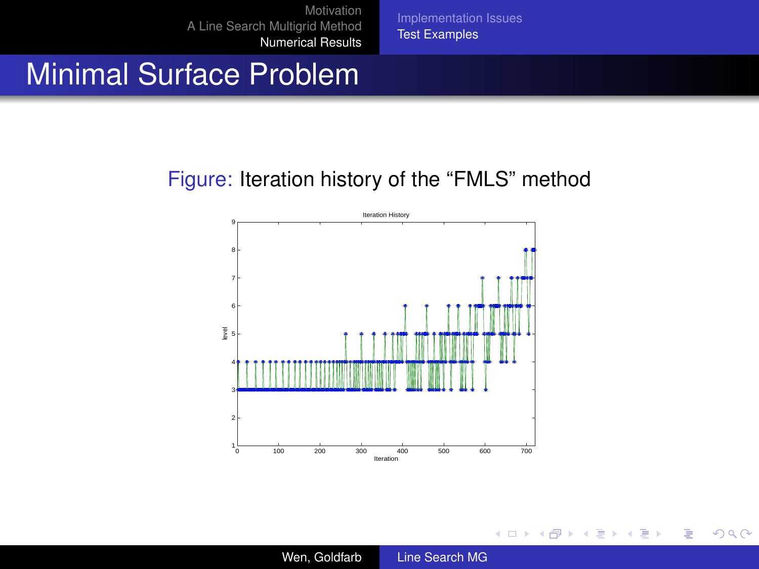# Minimal Surface Problem

Figure: Iteration history of the "FMLS" method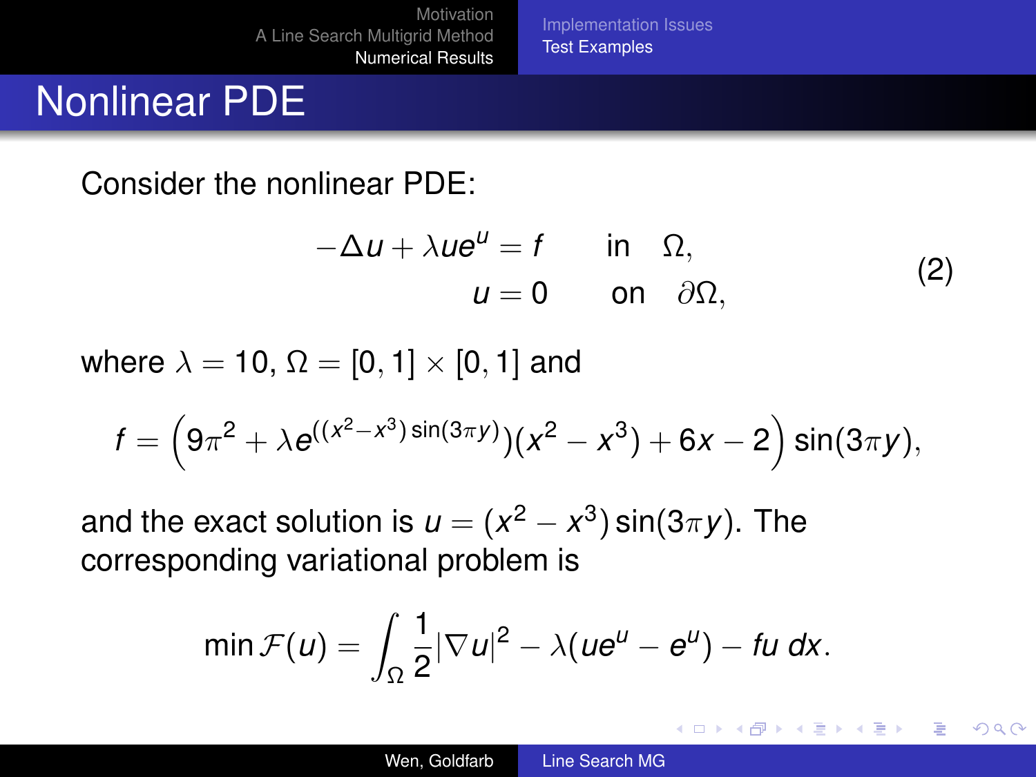# Nonlinear PDE

Consider the nonlinear PDE:

$$
\begin{aligned}
-\Delta u + \lambda u e^{u} &= f \qquad \text{in} \quad \Omega, \\
u &= 0 \qquad \text{on} \quad \partial\Omega,
\end{aligned}
\tag{2}
$$

where $\lambda = 10$, $\Omega = [0,1] \times [0,1]$ and

$$
f = \left(9\pi^2 + \lambda e^{((x^2 - x^3)\sin(3\pi y))}(x^2 - x^3) + 6x - 2\right)\sin(3\pi y),
$$

and the exact solution is $u = (x^2 - x^3)\sin(3\pi y)$. The corresponding variational problem is

$$
\min \mathcal{F}(u) = \int_{\Omega} \frac{1}{2}|\nabla u|^2 - \lambda(u e^{u} - e^{u}) - f u \, dx.
$$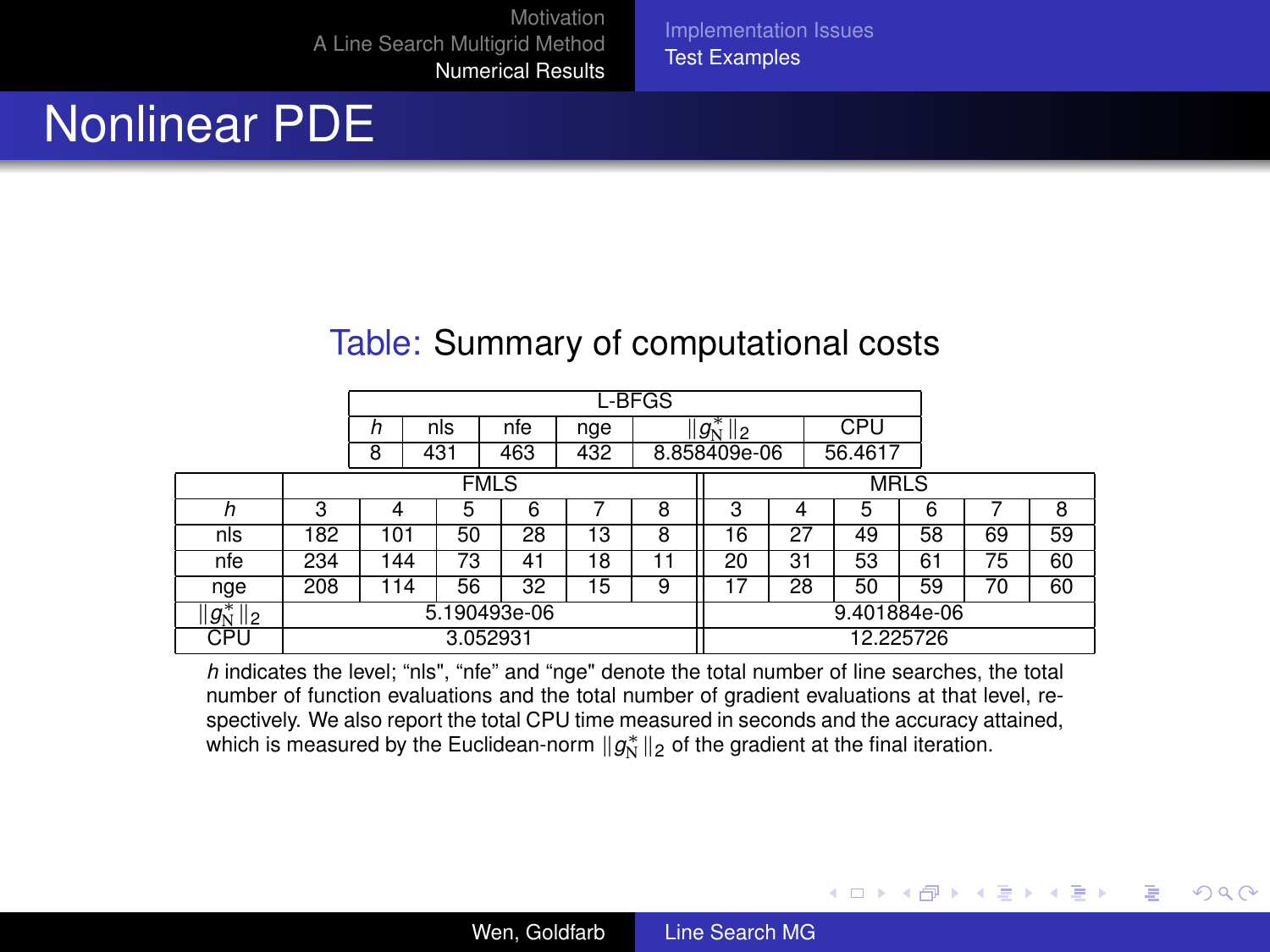# Nonlinear PDE

Table: Summary of computational costs

| L-BFGS | | | | | |
|---|---|---|---|---|---|
| $h$ | nls | nfe | nge | $\|g_N^*\|_2$ | CPU |
| 8 | 431 | 463 | 432 | 8.858409e-06 | 56.4617 |

| | FMLS | | | | | | MRLS | | | | | |
|---|---|---|---|---|---|---|---|---|---|---|---|---|
| $h$ | 3 | 4 | 5 | 6 | 7 | 8 | 3 | 4 | 5 | 6 | 7 | 8 |
| nls | 182 | 101 | 50 | 28 | 13 | 8 | 16 | 27 | 49 | 58 | 69 | 59 |
| nfe | 234 | 144 | 73 | 41 | 18 | 11 | 20 | 31 | 53 | 61 | 75 | 60 |
| nge | 208 | 114 | 56 | 32 | 15 | 9 | 17 | 28 | 50 | 59 | 70 | 60 |
| $\|g_N^*\|_2$ | 5.190493e-06 | | | | | | 9.401884e-06 | | | | | |
| CPU | 3.052931 | | | | | | 12.225726 | | | | | |

$h$ indicates the level; "nls", "nfe" and "nge" denote the total number of line searches, the total number of function evaluations and the total number of gradient evaluations at that level, respectively. We also report the total CPU time measured in seconds and the accuracy attained, which is measured by the Euclidean-norm $\|g_N^*\|_2$ of the gradient at the final iteration.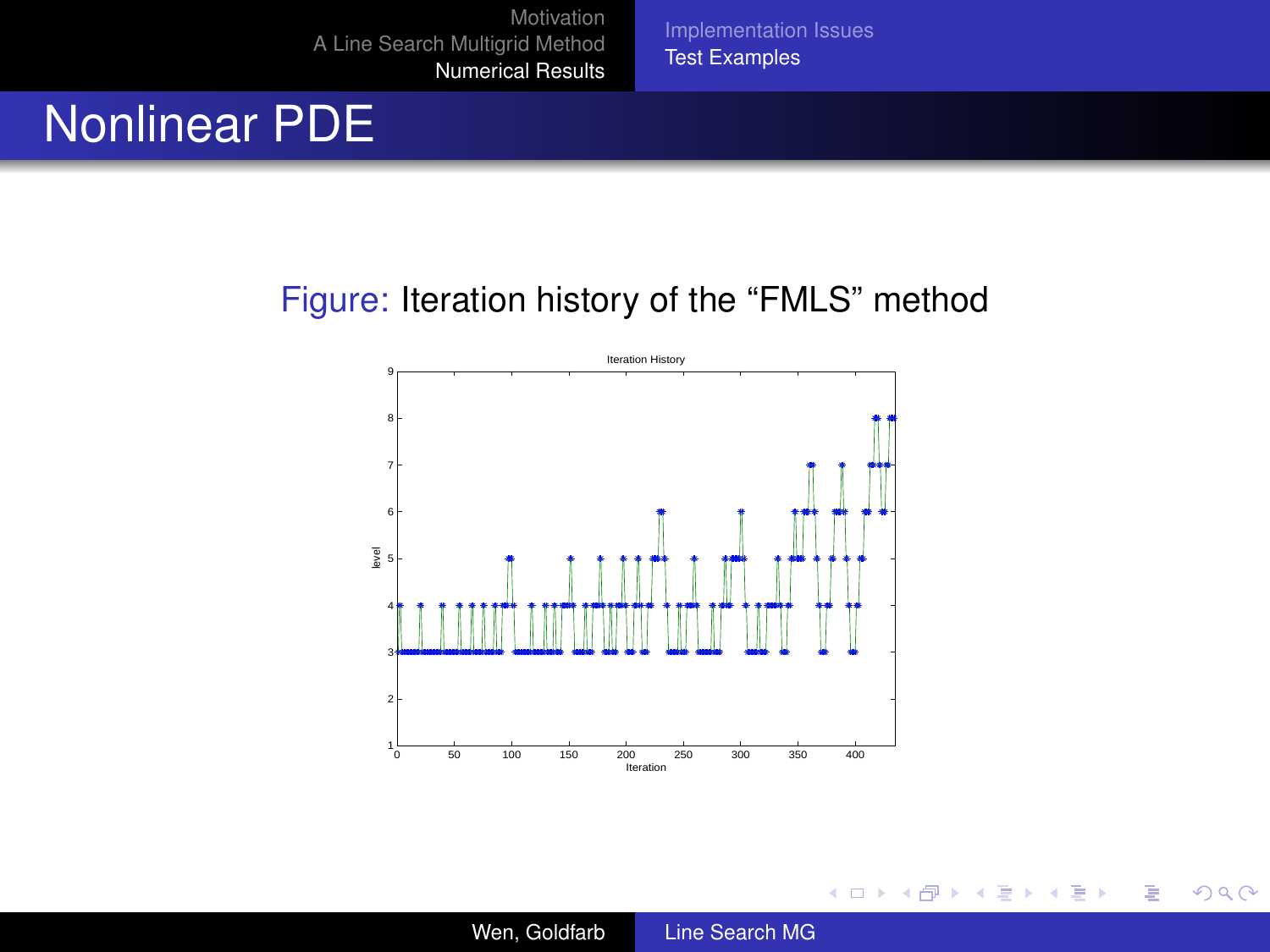# Nonlinear PDE

Figure: Iteration history of the "FMLS" method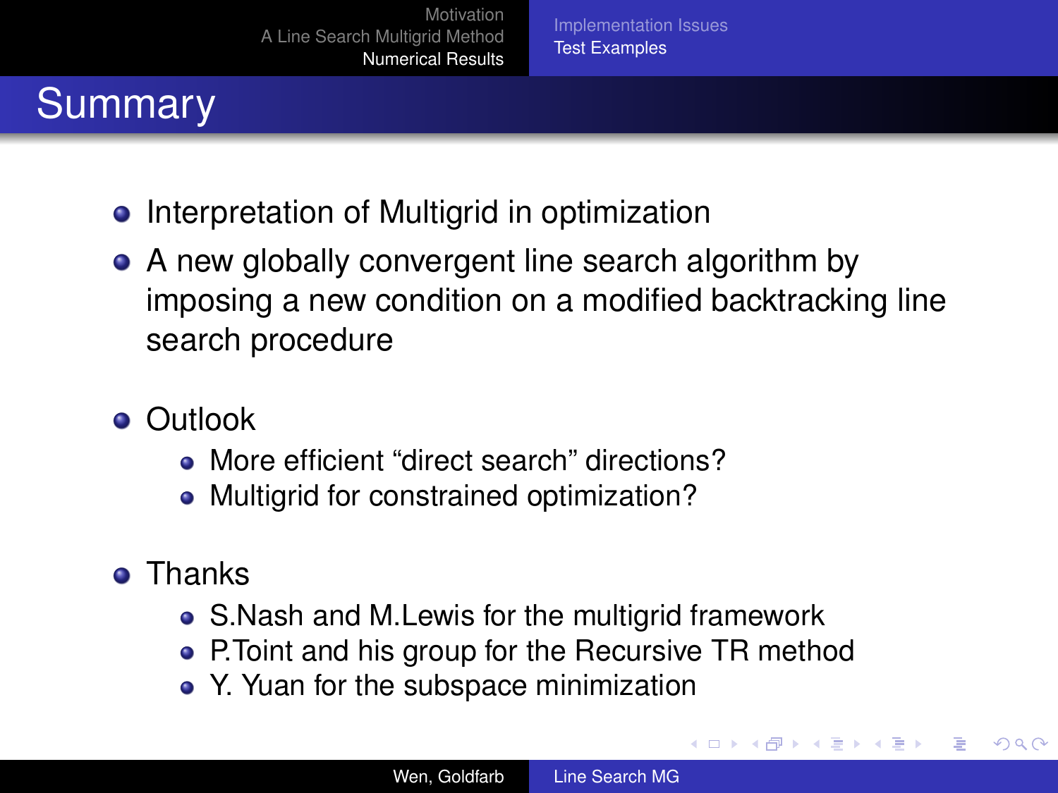## Summary

- Interpretation of Multigrid in optimization
- A new globally convergent line search algorithm by imposing a new condition on a modified backtracking line search procedure
- Outlook
  - More efficient “direct search” directions?
  - Multigrid for constrained optimization?
- Thanks
  - S.Nash and M.Lewis for the multigrid framework
  - P.Toint and his group for the Recursive TR method
  - Y. Yuan for the subspace minimization